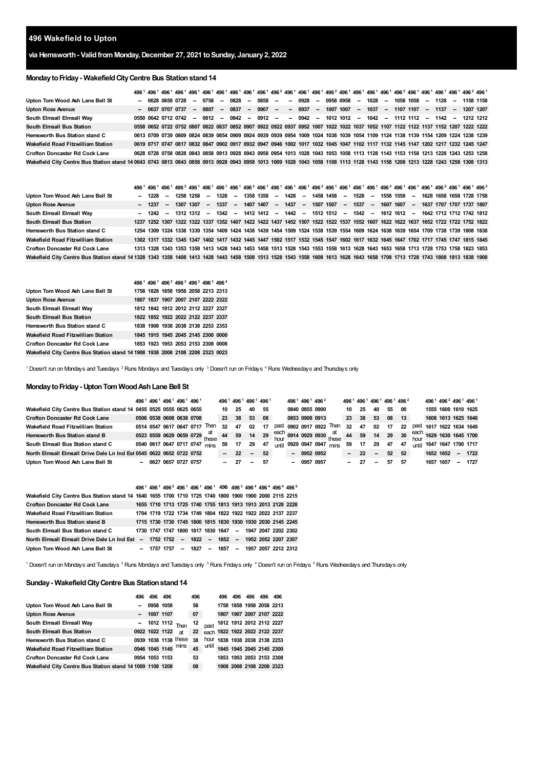# 496 Wakefield to Upton

## via Hemsworth - Valid from Monday, December 27, 2021 to Sunday, January 2, 2022

### Monday to Friday - Wakefield City Centre Bus Station stand 14

| | 496[1] | 496[1] | 496[1] | 496[1] | 496[1] | 496[1] | 496[1] | 496[1] | 496[1] | 496[1] | 496[2] | 496[1] | 496[1] | 496[1] | 496[2] | 496[1] | 496[1] | 496[1] | 496[1] | 496[2] | 496[1] | 496[1] | 496[1] | 496[1] | 496[2] | 496[1] |
|---|---|---|---|---|---|---|---|---|---|---|---|---|---|---|---|---|---|---|---|---|---|---|---|---|---|---|
| Upton Tom Wood Ash Lane Bell St | -- | 0628 | 0658 | 0728 | -- | 0758 | -- | 0828 | -- | 0858 | -- | -- | 0928 | -- | 0958 | 0958 | -- | 1028 | -- | 1058 | 1058 | -- | 1128 | -- | 1158 | 1158 |
| Upton Rose Avenue | -- | 0637 | 0707 | 0737 | -- | 0807 | -- | 0837 | -- | 0907 | -- | -- | 0937 | -- | 1007 | 1007 | -- | 1037 | -- | 1107 | 1107 | -- | 1137 | -- | 1207 | 1207 |
| South Elmsall Elmsall Way | 0550 | 0642 | 0712 | 0742 | -- | 0812 | -- | 0842 | -- | 0912 | -- | -- | 0942 | -- | 1012 | 1012 | -- | 1042 | -- | 1112 | 1112 | -- | 1142 | -- | 1212 | 1212 |
| South Elmsall Bus Station | 0558 | 0652 | 0722 | 0752 | 0807 | 0822 | 0837 | 0852 | 0907 | 0922 | 0922 | 0937 | 0952 | 1007 | 1022 | 1022 | 1037 | 1052 | 1107 | 1122 | 1122 | 1137 | 1152 | 1207 | 1222 | 1222 |
| Hemsworth Bus Station stand C | 0613 | 0709 | 0739 | 0809 | 0824 | 0839 | 0854 | 0909 | 0924 | 0939 | 0939 | 0954 | 1009 | 1024 | 1038 | 1039 | 1054 | 1109 | 1124 | 1138 | 1139 | 1154 | 1209 | 1224 | 1238 | 1239 |
| Wakefield Road Fitzwilliam Station | 0619 | 0717 | 0747 | 0817 | 0832 | 0847 | 0902 | 0917 | 0932 | 0947 | 0946 | 1002 | 1017 | 1032 | 1045 | 1047 | 1102 | 1117 | 1132 | 1145 | 1147 | 1202 | 1217 | 1232 | 1245 | 1247 |
| Crofton Doncaster Rd Cock Lane | 0628 | 0728 | 0758 | 0828 | 0843 | 0858 | 0913 | 0928 | 0943 | 0958 | 0954 | 1013 | 1028 | 1043 | 1053 | 1058 | 1113 | 1128 | 1143 | 1153 | 1158 | 1213 | 1228 | 1243 | 1253 | 1258 |
| Wakefield City Centre Bus Station stand 14 | 0643 | 0743 | 0813 | 0843 | 0858 | 0913 | 0928 | 0943 | 0958 | 1013 | 1009 | 1028 | 1043 | 1058 | 1108 | 1113 | 1128 | 1143 | 1158 | 1208 | 1213 | 1228 | 1243 | 1258 | 1308 | 1313 |

| | 496[1] | 496[1] | 496[1] | 496[2] | 496[1] | 496[1] | 496[1] | 496[1] | 496[2] | 496[1] | 496[1] | 496[1] | 496[1] | 496[2] | 496[1] | 496[1] | 496[1] | 496[1] | 496[2] | 496[1] | 496[1] | 496[1] | 496[2] | 496[1] | 496[1] | 496[2] |
|---|---|---|---|---|---|---|---|---|---|---|---|---|---|---|---|---|---|---|---|---|---|---|---|---|---|---|
| Upton Tom Wood Ash Lane Bell St | -- | 1228 | -- | 1258 | 1258 | -- | 1328 | -- | 1358 | 1358 | -- | 1428 | -- | 1458 | 1458 | -- | 1528 | -- | 1558 | 1558 | -- | 1628 | 1658 | 1658 | 1728 | 1758 |
| Upton Rose Avenue | -- | 1237 | -- | 1307 | 1307 | -- | 1337 | -- | 1407 | 1407 | -- | 1437 | -- | 1507 | 1507 | -- | 1537 | -- | 1607 | 1607 | -- | 1637 | 1707 | 1707 | 1737 | 1807 |
| South Elmsall Elmsall Way | -- | 1242 | -- | 1312 | 1312 | -- | 1342 | -- | 1412 | 1412 | -- | 1442 | -- | 1512 | 1512 | -- | 1542 | -- | 1612 | 1612 | -- | 1642 | 1712 | 1712 | 1742 | 1812 |
| South Elmsall Bus Station | 1237 | 1252 | 1307 | 1322 | 1322 | 1337 | 1352 | 1407 | 1422 | 1422 | 1437 | 1452 | 1507 | 1522 | 1522 | 1537 | 1552 | 1607 | 1622 | 1622 | 1637 | 1652 | 1722 | 1722 | 1752 | 1822 |
| Hemsworth Bus Station stand C | 1254 | 1309 | 1324 | 1338 | 1339 | 1354 | 1409 | 1424 | 1438 | 1439 | 1454 | 1509 | 1524 | 1538 | 1539 | 1554 | 1609 | 1624 | 1638 | 1639 | 1654 | 1709 | 1738 | 1739 | 1808 | 1838 |
| Wakefield Road Fitzwilliam Station | 1302 | 1317 | 1332 | 1345 | 1347 | 1402 | 1417 | 1432 | 1445 | 1447 | 1502 | 1517 | 1532 | 1545 | 1547 | 1602 | 1617 | 1632 | 1645 | 1647 | 1702 | 1717 | 1745 | 1747 | 1815 | 1845 |
| Crofton Doncaster Rd Cock Lane | 1313 | 1328 | 1343 | 1353 | 1358 | 1413 | 1428 | 1443 | 1453 | 1458 | 1513 | 1528 | 1543 | 1553 | 1558 | 1613 | 1628 | 1643 | 1653 | 1658 | 1713 | 1728 | 1753 | 1758 | 1823 | 1853 |
| Wakefield City Centre Bus Station stand 14 | 1328 | 1343 | 1358 | 1408 | 1413 | 1428 | 1443 | 1458 | 1508 | 1513 | 1528 | 1543 | 1558 | 1608 | 1613 | 1628 | 1643 | 1658 | 1708 | 1713 | 1728 | 1743 | 1808 | 1813 | 1838 | 1908 |

| | 496[1] | 496[1] | 496[3] | 496[3] | 496[3] | 496[3] | 496[4] |
|---|---|---|---|---|---|---|---|
| Upton Tom Wood Ash Lane Bell St | 1758 | 1828 | 1858 | 1958 | 2058 | 2213 | 2313 |
| Upton Rose Avenue | 1807 | 1837 | 1907 | 2007 | 2107 | 2222 | 2322 |
| South Elmsall Elmsall Way | 1812 | 1842 | 1912 | 2012 | 2112 | 2227 | 2327 |
| South Elmsall Bus Station | 1822 | 1852 | 1922 | 2022 | 2122 | 2237 | 2337 |
| Hemsworth Bus Station stand C | 1838 | 1908 | 1938 | 2038 | 2138 | 2253 | 2353 |
| Wakefield Road Fitzwilliam Station | 1845 | 1915 | 1945 | 2045 | 2145 | 2300 | 0000 |
| Crofton Doncaster Rd Cock Lane | 1853 | 1923 | 1953 | 2053 | 2153 | 2308 | 0008 |
| Wakefield City Centre Bus Station stand 14 | 1908 | 1938 | 2008 | 2108 | 2208 | 2323 | 0023 |

[1] Doesn't run on Mondays and Tuesdays [2] Runs Mondays and Tuesdays only [3] Doesn't run on Fridays [4] Runs Wednesdays and Thursdays only

### Monday to Friday - Upton Tom Wood Ash Lane Bell St

| | 496[1] | 496[1] | 496[1] | 496[1] | 496[1] | | 496[1] | 496[1] | 496[1] | 496[1] | | 496[1] | 496[1] | 496[2] | | 496[1] | 496[1] | 496[1] | 496[1] | 496[2] | | 496[1] | 496[2] | 496[1] | 496[1] |
|---|---|---|---|---|---|---|---|---|---|---|---|---|---|---|---|---|---|---|---|---|---|---|---|---|---|
| Wakefield City Centre Bus Station stand 14 | 0455 | 0525 | 0555 | 0625 | 0655 | | 10 | 25 | 40 | 55 | | 0840 | 0855 | 0900 | | 10 | 25 | 40 | 55 | 00 | | 1555 | 1600 | 1610 | 1625 |
| Crofton Doncaster Rd Cock Lane | 0506 | 0538 | 0608 | 0638 | 0708 | | 23 | 38 | 53 | 08 | | 0853 | 0908 | 0913 | | 23 | 38 | 53 | 08 | 13 | | 1608 | 1613 | 1625 | 1640 |
| Wakefield Road Fitzwilliam Station | 0514 | 0547 | 0617 | 0647 | 0717 | Then | 32 | 47 | 02 | 17 | past | 0902 | 0917 | 0922 | Then | 32 | 47 | 02 | 17 | 22 | past | 1617 | 1622 | 1634 | 1649 |
| Hemsworth Bus Station stand B | 0523 | 0559 | 0629 | 0659 | 0729 | at these | 44 | 59 | 14 | 29 | each hour | 0914 | 0929 | 0930 | at these | 44 | 59 | 14 | 29 | 30 | each hour | 1629 | 1630 | 1645 | 1700 |
| South Elmsall Bus Station stand C | 0540 | 0617 | 0647 | 0717 | 0747 | mins | 59 | 17 | 29 | 47 | until | 0929 | 0947 | 0947 | mins | 59 | 17 | 29 | 47 | 47 | until | 1647 | 1647 | 1700 | 1717 |
| North Elmsall Elmsall Drive Dale Ln Ind Est | 0545 | 0622 | 0652 | 0722 | 0752 | | -- | 22 | -- | 52 | | -- | 0952 | 0952 | | -- | 22 | -- | 52 | 52 | | 1652 | 1652 | -- | 1722 |
| Upton Tom Wood Ash Lane Bell St | -- | 0627 | 0657 | 0727 | 0757 | | -- | 27 | -- | 57 | | -- | 0957 | 0957 | | -- | 27 | -- | 57 | 57 | | 1657 | 1657 | -- | 1727 |

| | 496[1] | 496[1] | 496[2] | 496[1] | 496[1] | 496[1] | 496 | 496[3] | 496[4] | 496[4] | 496[4] | 496[5] |
|---|---|---|---|---|---|---|---|---|---|---|---|---|
| Wakefield City Centre Bus Station stand 14 | 1640 | 1655 | 1700 | 1710 | 1725 | 1740 | 1800 | 1900 | 1900 | 2000 | 2115 | 2215 |
| Crofton Doncaster Rd Cock Lane | 1655 | 1710 | 1713 | 1725 | 1740 | 1755 | 1813 | 1913 | 1913 | 2013 | 2128 | 2228 |
| Wakefield Road Fitzwilliam Station | 1704 | 1719 | 1722 | 1734 | 1749 | 1804 | 1822 | 1922 | 1922 | 2022 | 2137 | 2237 |
| Hemsworth Bus Station stand B | 1715 | 1730 | 1730 | 1745 | 1800 | 1815 | 1830 | 1930 | 1930 | 2030 | 2145 | 2245 |
| South Elmsall Bus Station stand C | 1730 | 1747 | 1747 | 1800 | 1817 | 1830 | 1847 | -- | 1947 | 2047 | 2202 | 2302 |
| North Elmsall Elmsall Drive Dale Ln Ind Est | -- | 1752 | 1752 | -- | 1822 | -- | 1852 | -- | 1952 | 2052 | 2207 | 2307 |
| Upton Tom Wood Ash Lane Bell St | -- | 1757 | 1757 | -- | 1827 | -- | 1857 | -- | 1957 | 2057 | 2212 | 2312 |

[1] Doesn't run on Mondays and Tuesdays [2] Runs Mondays and Tuesdays only [3] Runs Fridays only [4] Doesn't run on Fridays [5] Runs Wednesdays and Thursdays only

### Sunday - Wakefield City Centre Bus Station stand 14

| | 496 | 496 | 496 | | 496 | | 496 | 496 | 496 | 496 | 496 |
|---|---|---|---|---|---|---|---|---|---|---|---|
| Upton Tom Wood Ash Lane Bell St | -- | 0958 | 1058 | | 58 | | 1758 | 1858 | 1958 | 2058 | 2213 |
| Upton Rose Avenue | -- | 1007 | 1107 | | 07 | | 1807 | 1907 | 2007 | 2107 | 2222 |
| South Elmsall Elmsall Way | -- | 1012 | 1112 | Then | 12 | past | 1812 | 1912 | 2012 | 2112 | 2227 |
| South Elmsall Bus Station | 0922 | 1022 | 1122 | at | 22 | each | 1822 | 1922 | 2022 | 2122 | 2237 |
| Hemsworth Bus Station stand C | 0939 | 1038 | 1138 | these | 38 | hour | 1838 | 1938 | 2038 | 2138 | 2253 |
| Wakefield Road Fitzwilliam Station | 0946 | 1045 | 1145 | mins | 45 | until | 1845 | 1945 | 2045 | 2145 | 2300 |
| Crofton Doncaster Rd Cock Lane | 0954 | 1053 | 1153 | | 53 | | 1853 | 1953 | 2053 | 2153 | 2308 |
| Wakefield City Centre Bus Station stand 14 | 1009 | 1108 | 1208 | | 08 | | 1908 | 2008 | 2108 | 2208 | 2323 |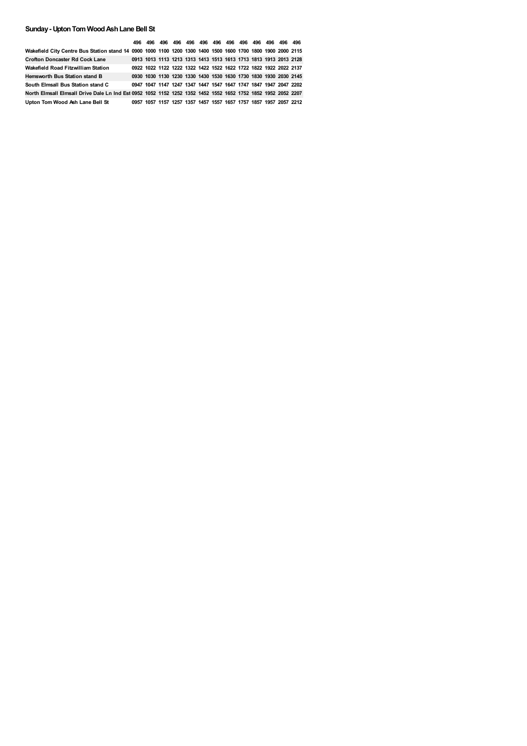## Sunday - Upton Tom Wood Ash Lane Bell St

| | 496 | 496 | 496 | 496 | 496 | 496 | 496 | 496 | 496 | 496 | 496 | 496 | 496 |
|---|---|---|---|---|---|---|---|---|---|---|---|---|---|
| Wakefield City Centre Bus Station stand 14 | 0900 | 1000 | 1100 | 1200 | 1300 | 1400 | 1500 | 1600 | 1700 | 1800 | 1900 | 2000 | 2115 |
| Crofton Doncaster Rd Cock Lane | 0913 | 1013 | 1113 | 1213 | 1313 | 1413 | 1513 | 1613 | 1713 | 1813 | 1913 | 2013 | 2128 |
| Wakefield Road Fitzwilliam Station | 0922 | 1022 | 1122 | 1222 | 1322 | 1422 | 1522 | 1622 | 1722 | 1822 | 1922 | 2022 | 2137 |
| Hemsworth Bus Station stand B | 0930 | 1030 | 1130 | 1230 | 1330 | 1430 | 1530 | 1630 | 1730 | 1830 | 1930 | 2030 | 2145 |
| South Elmsall Bus Station stand C | 0947 | 1047 | 1147 | 1247 | 1347 | 1447 | 1547 | 1647 | 1747 | 1847 | 1947 | 2047 | 2202 |
| North Elmsall Elmsall Drive Dale Ln Ind Est | 0952 | 1052 | 1152 | 1252 | 1352 | 1452 | 1552 | 1652 | 1752 | 1852 | 1952 | 2052 | 2207 |
| Upton Tom Wood Ash Lane Bell St | 0957 | 1057 | 1157 | 1257 | 1357 | 1457 | 1557 | 1657 | 1757 | 1857 | 1957 | 2057 | 2212 |